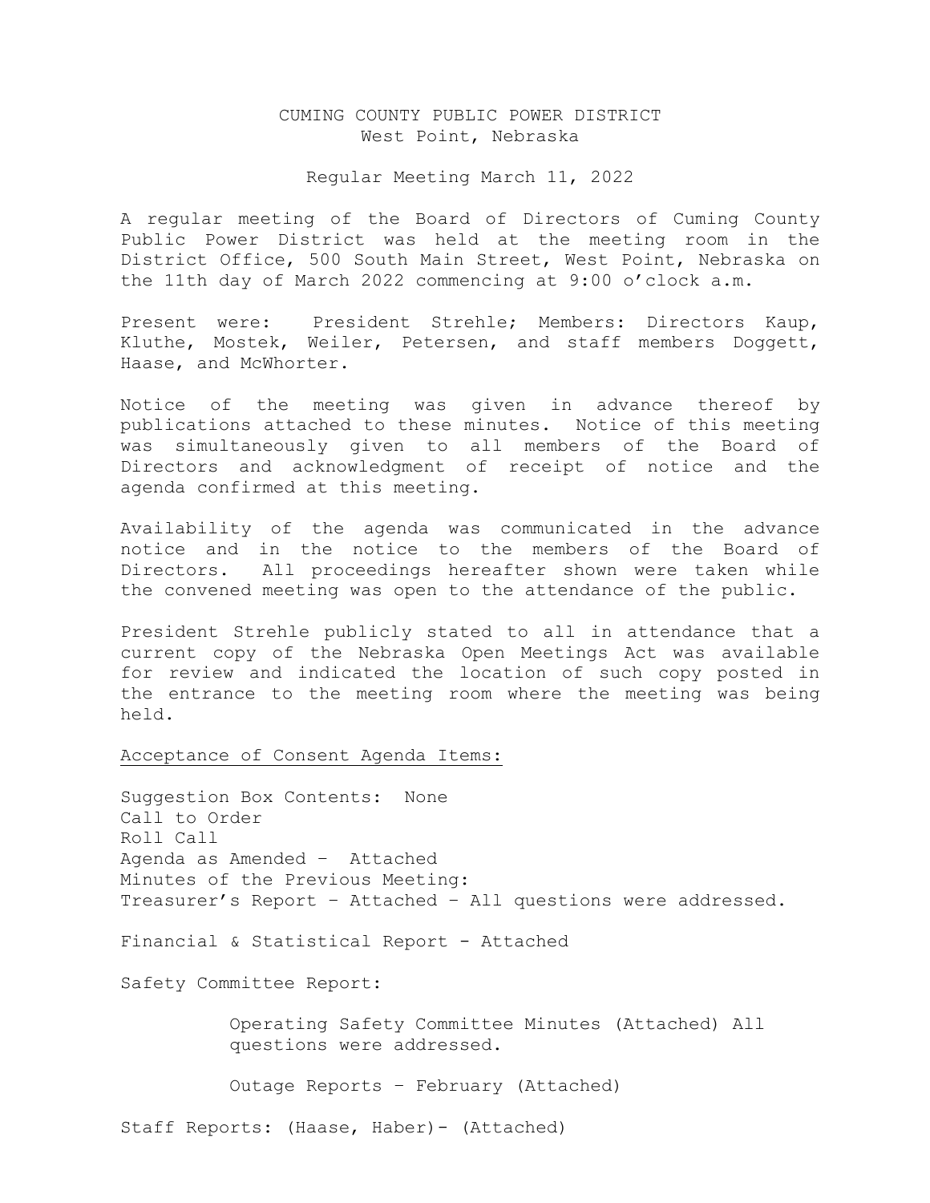# CUMING COUNTY PUBLIC POWER DISTRICT
West Point, Nebraska

Regular Meeting March 11, 2022

A regular meeting of the Board of Directors of Cuming County Public Power District was held at the meeting room in the District Office, 500 South Main Street, West Point, Nebraska on the 11th day of March 2022 commencing at 9:00 o'clock a.m.

Present were: President Strehle; Members: Directors Kaup, Kluthe, Mostek, Weiler, Petersen, and staff members Doggett, Haase, and McWhorter.

Notice of the meeting was given in advance thereof by publications attached to these minutes. Notice of this meeting was simultaneously given to all members of the Board of Directors and acknowledgment of receipt of notice and the agenda confirmed at this meeting.

Availability of the agenda was communicated in the advance notice and in the notice to the members of the Board of Directors. All proceedings hereafter shown were taken while the convened meeting was open to the attendance of the public.

President Strehle publicly stated to all in attendance that a current copy of the Nebraska Open Meetings Act was available for review and indicated the location of such copy posted in the entrance to the meeting room where the meeting was being held.

Acceptance of Consent Agenda Items:

Suggestion Box Contents: None
Call to Order
Roll Call
Agenda as Amended – Attached
Minutes of the Previous Meeting:
Treasurer's Report – Attached – All questions were addressed.

Financial & Statistical Report - Attached

Safety Committee Report:

Operating Safety Committee Minutes (Attached) All questions were addressed.

Outage Reports – February (Attached)

Staff Reports: (Haase, Haber)- (Attached)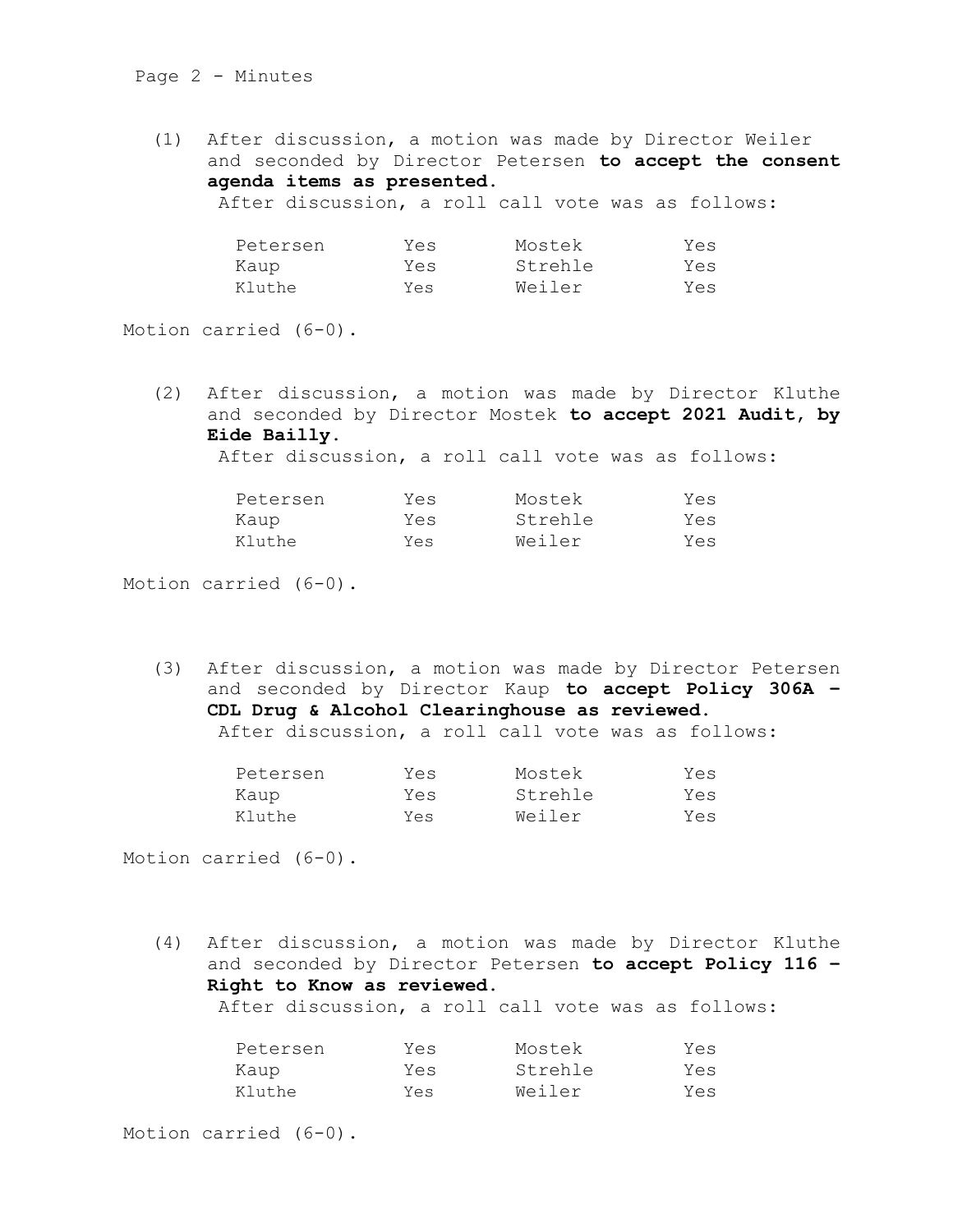(1) After discussion, a motion was made by Director Weiler and seconded by Director Petersen **to accept the consent agenda items as presented.**
After discussion, a roll call vote was as follows:

| | | | |
|---|---|---|---|
| Petersen | Yes | Mostek | Yes |
| Kaup | Yes | Strehle | Yes |
| Kluthe | Yes | Weiler | Yes |

Motion carried (6-0).

(2) After discussion, a motion was made by Director Kluthe and seconded by Director Mostek **to accept 2021 Audit, by Eide Bailly.**
After discussion, a roll call vote was as follows:

| | | | |
|---|---|---|---|
| Petersen | Yes | Mostek | Yes |
| Kaup | Yes | Strehle | Yes |
| Kluthe | Yes | Weiler | Yes |

Motion carried (6-0).

(3) After discussion, a motion was made by Director Petersen and seconded by Director Kaup **to accept Policy 306A – CDL Drug & Alcohol Clearinghouse as reviewed.**
After discussion, a roll call vote was as follows:

| | | | |
|---|---|---|---|
| Petersen | Yes | Mostek | Yes |
| Kaup | Yes | Strehle | Yes |
| Kluthe | Yes | Weiler | Yes |

Motion carried (6-0).

(4) After discussion, a motion was made by Director Kluthe and seconded by Director Petersen **to accept Policy 116 – Right to Know as reviewed.**
After discussion, a roll call vote was as follows:

| | | | |
|---|---|---|---|
| Petersen | Yes | Mostek | Yes |
| Kaup | Yes | Strehle | Yes |
| Kluthe | Yes | Weiler | Yes |

Motion carried (6-0).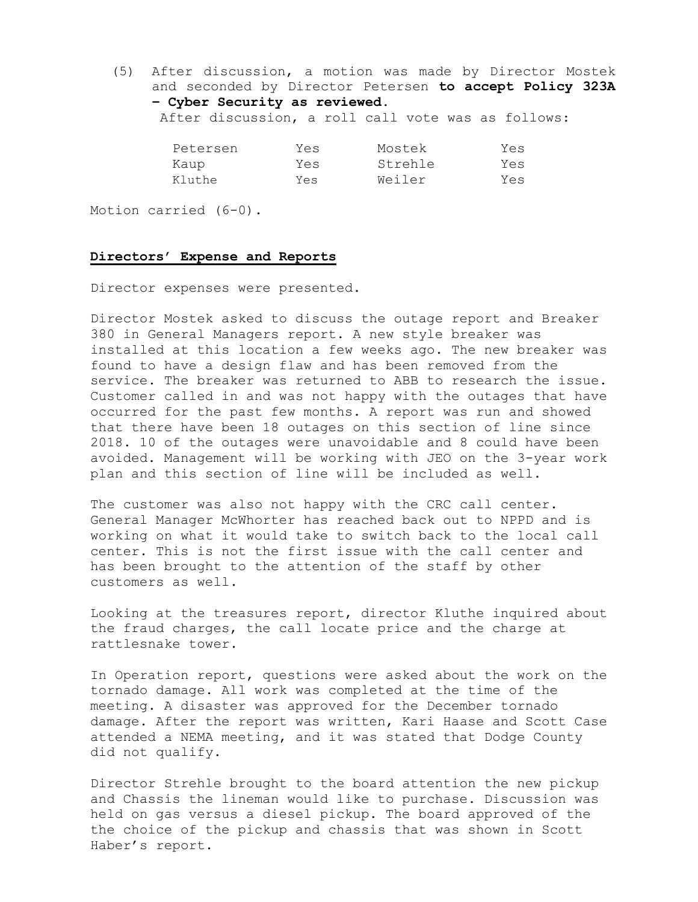(5) After discussion, a motion was made by Director Mostek and seconded by Director Petersen **to accept Policy 323A – Cyber Security as reviewed.**
After discussion, a roll call vote was as follows:

| | | | |
|---|---|---|---|
| Petersen | Yes | Mostek | Yes |
| Kaup | Yes | Strehle | Yes |
| Kluthe | Yes | Weiler | Yes |

Motion carried (6-0).

## Directors' Expense and Reports

Director expenses were presented.

Director Mostek asked to discuss the outage report and Breaker 380 in General Managers report. A new style breaker was installed at this location a few weeks ago. The new breaker was found to have a design flaw and has been removed from the service. The breaker was returned to ABB to research the issue. Customer called in and was not happy with the outages that have occurred for the past few months. A report was run and showed that there have been 18 outages on this section of line since 2018. 10 of the outages were unavoidable and 8 could have been avoided. Management will be working with JEO on the 3-year work plan and this section of line will be included as well.

The customer was also not happy with the CRC call center. General Manager McWhorter has reached back out to NPPD and is working on what it would take to switch back to the local call center. This is not the first issue with the call center and has been brought to the attention of the staff by other customers as well.

Looking at the treasures report, director Kluthe inquired about the fraud charges, the call locate price and the charge at rattlesnake tower.

In Operation report, questions were asked about the work on the tornado damage. All work was completed at the time of the meeting. A disaster was approved for the December tornado damage. After the report was written, Kari Haase and Scott Case attended a NEMA meeting, and it was stated that Dodge County did not qualify.

Director Strehle brought to the board attention the new pickup and Chassis the lineman would like to purchase. Discussion was held on gas versus a diesel pickup. The board approved of the the choice of the pickup and chassis that was shown in Scott Haber's report.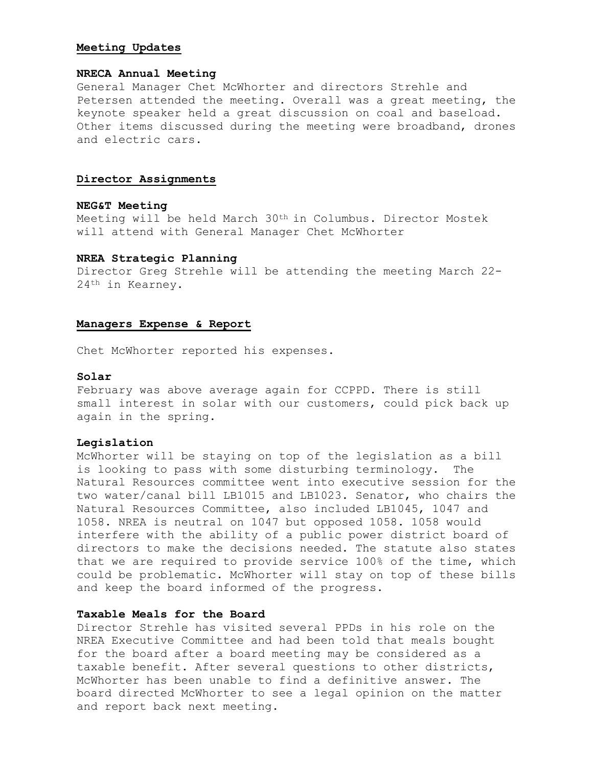## Meeting Updates

### NRECA Annual Meeting

General Manager Chet McWhorter and directors Strehle and Petersen attended the meeting. Overall was a great meeting, the keynote speaker held a great discussion on coal and baseload. Other items discussed during the meeting were broadband, drones and electric cars.

## Director Assignments

### NEG&T Meeting

Meeting will be held March 30th in Columbus. Director Mostek will attend with General Manager Chet McWhorter

### NREA Strategic Planning

Director Greg Strehle will be attending the meeting March 22-24th in Kearney.

## Managers Expense & Report

Chet McWhorter reported his expenses.

### Solar

February was above average again for CCPPD. There is still small interest in solar with our customers, could pick back up again in the spring.

### Legislation

McWhorter will be staying on top of the legislation as a bill is looking to pass with some disturbing terminology. The Natural Resources committee went into executive session for the two water/canal bill LB1015 and LB1023. Senator, who chairs the Natural Resources Committee, also included LB1045, 1047 and 1058. NREA is neutral on 1047 but opposed 1058. 1058 would interfere with the ability of a public power district board of directors to make the decisions needed. The statute also states that we are required to provide service 100% of the time, which could be problematic. McWhorter will stay on top of these bills and keep the board informed of the progress.

### Taxable Meals for the Board

Director Strehle has visited several PPDs in his role on the NREA Executive Committee and had been told that meals bought for the board after a board meeting may be considered as a taxable benefit. After several questions to other districts, McWhorter has been unable to find a definitive answer. The board directed McWhorter to see a legal opinion on the matter and report back next meeting.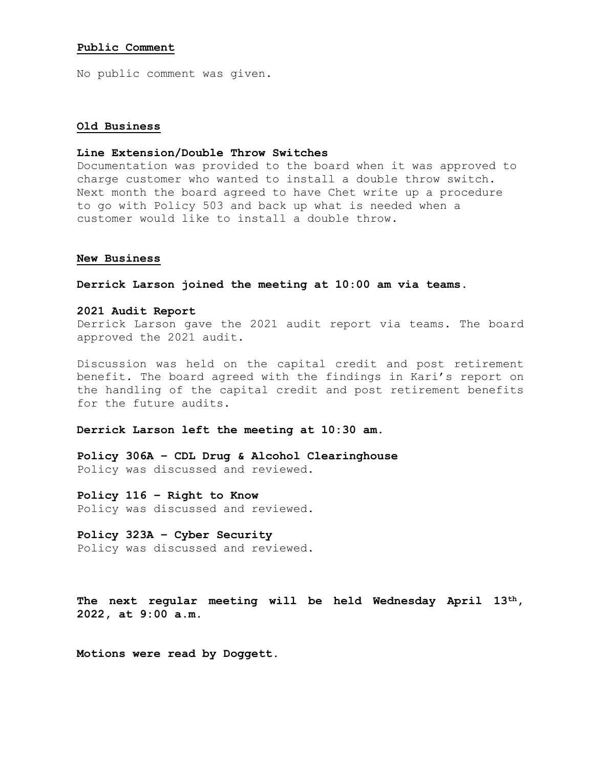## Public Comment

No public comment was given.

## Old Business

### Line Extension/Double Throw Switches

Documentation was provided to the board when it was approved to charge customer who wanted to install a double throw switch. Next month the board agreed to have Chet write up a procedure to go with Policy 503 and back up what is needed when a customer would like to install a double throw.

## New Business

**Derrick Larson joined the meeting at 10:00 am via teams.**

### 2021 Audit Report

Derrick Larson gave the 2021 audit report via teams. The board approved the 2021 audit.

Discussion was held on the capital credit and post retirement benefit. The board agreed with the findings in Kari's report on the handling of the capital credit and post retirement benefits for the future audits.

**Derrick Larson left the meeting at 10:30 am.**

### Policy 306A – CDL Drug & Alcohol Clearinghouse

Policy was discussed and reviewed.

### Policy 116 – Right to Know

Policy was discussed and reviewed.

### Policy 323A – Cyber Security

Policy was discussed and reviewed.

**The next regular meeting will be held Wednesday April 13th, 2022, at 9:00 a.m.**

**Motions were read by Doggett.**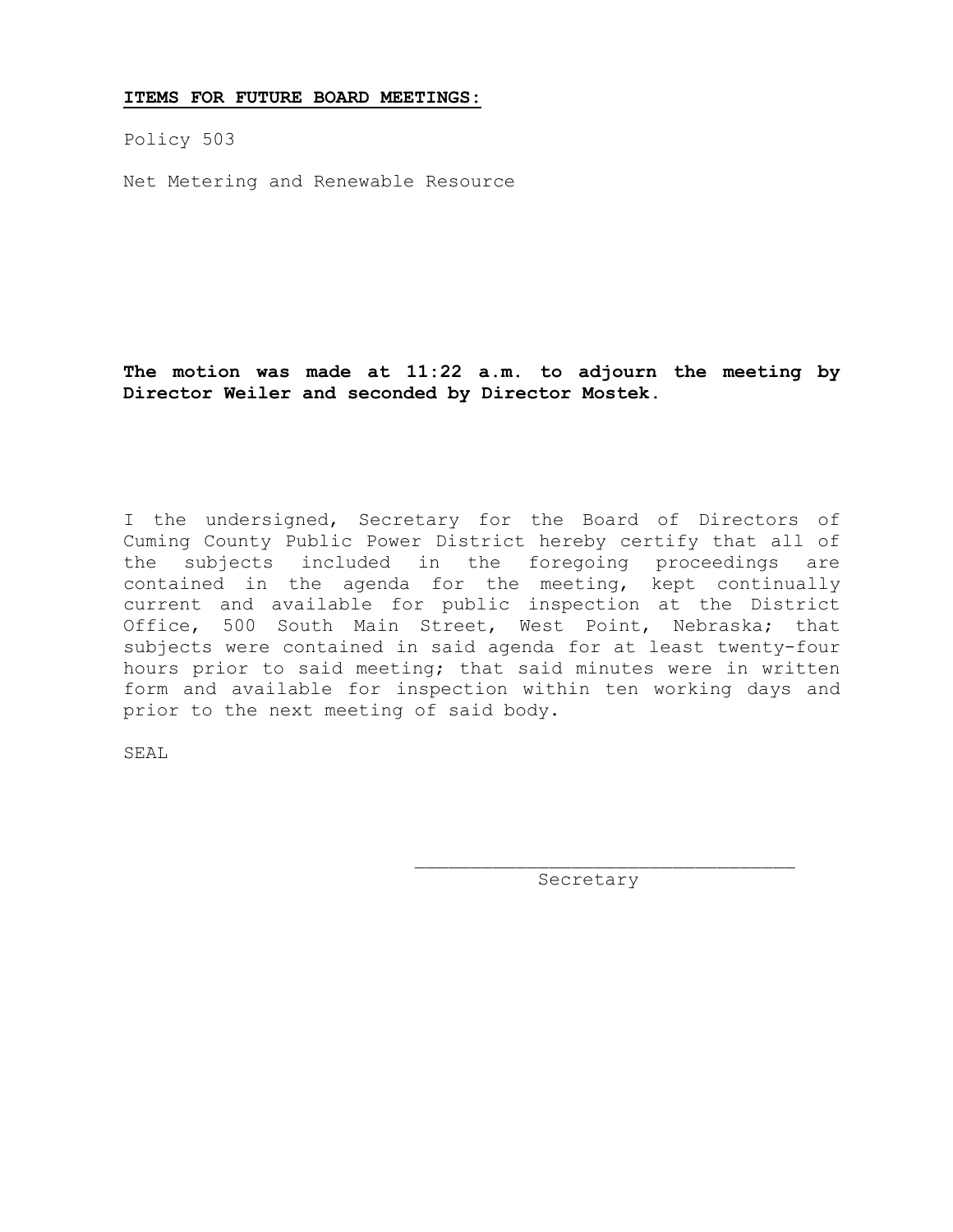**ITEMS FOR FUTURE BOARD MEETINGS:**

Policy 503

Net Metering and Renewable Resource

**The motion was made at 11:22 a.m. to adjourn the meeting by Director Weiler and seconded by Director Mostek.**

I the undersigned, Secretary for the Board of Directors of Cuming County Public Power District hereby certify that all of the subjects included in the foregoing proceedings are contained in the agenda for the meeting, kept continually current and available for public inspection at the District Office, 500 South Main Street, West Point, Nebraska; that subjects were contained in said agenda for at least twenty-four hours prior to said meeting; that said minutes were in written form and available for inspection within ten working days and prior to the next meeting of said body.

SEAL

\_\_\_\_\_\_\_\_\_\_\_\_\_\_\_\_\_\_\_\_\_\_\_\_\_\_\_\_\_\_\_\_\_\_\_

Secretary